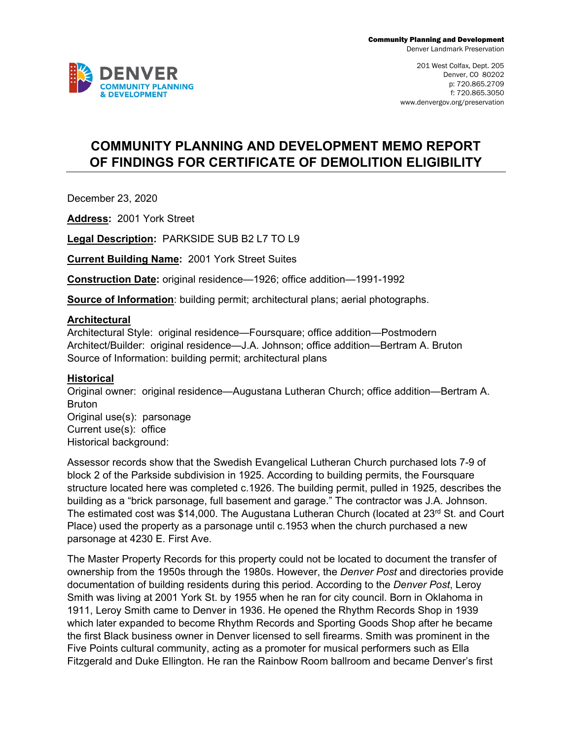**Community Planning and Development**
Denver Landmark Preservation

201 West Colfax, Dept. 205
Denver, CO 80202
p: 720.865.2709
f: 720.865.3050
www.denvergov.org/preservation

DENVER COMMUNITY PLANNING & DEVELOPMENT

# COMMUNITY PLANNING AND DEVELOPMENT MEMO REPORT OF FINDINGS FOR CERTIFICATE OF DEMOLITION ELIGIBILITY

December 23, 2020

**Address:** 2001 York Street

**Legal Description:** PARKSIDE SUB B2 L7 TO L9

**Current Building Name:** 2001 York Street Suites

**Construction Date:** original residence—1926; office addition—1991-1992

**Source of Information**: building permit; architectural plans; aerial photographs.

**Architectural**
Architectural Style: original residence—Foursquare; office addition—Postmodern
Architect/Builder: original residence—J.A. Johnson; office addition—Bertram A. Bruton
Source of Information: building permit; architectural plans

**Historical**
Original owner: original residence—Augustana Lutheran Church; office addition—Bertram A. Bruton
Original use(s): parsonage
Current use(s): office
Historical background:

Assessor records show that the Swedish Evangelical Lutheran Church purchased lots 7-9 of block 2 of the Parkside subdivision in 1925. According to building permits, the Foursquare structure located here was completed c.1926. The building permit, pulled in 1925, describes the building as a "brick parsonage, full basement and garage." The contractor was J.A. Johnson. The estimated cost was $14,000. The Augustana Lutheran Church (located at 23rd St. and Court Place) used the property as a parsonage until c.1953 when the church purchased a new parsonage at 4230 E. First Ave.

The Master Property Records for this property could not be located to document the transfer of ownership from the 1950s through the 1980s. However, the *Denver Post* and directories provide documentation of building residents during this period. According to the *Denver Post*, Leroy Smith was living at 2001 York St. by 1955 when he ran for city council. Born in Oklahoma in 1911, Leroy Smith came to Denver in 1936. He opened the Rhythm Records Shop in 1939 which later expanded to become Rhythm Records and Sporting Goods Shop after he became the first Black business owner in Denver licensed to sell firearms. Smith was prominent in the Five Points cultural community, acting as a promoter for musical performers such as Ella Fitzgerald and Duke Ellington. He ran the Rainbow Room ballroom and became Denver's first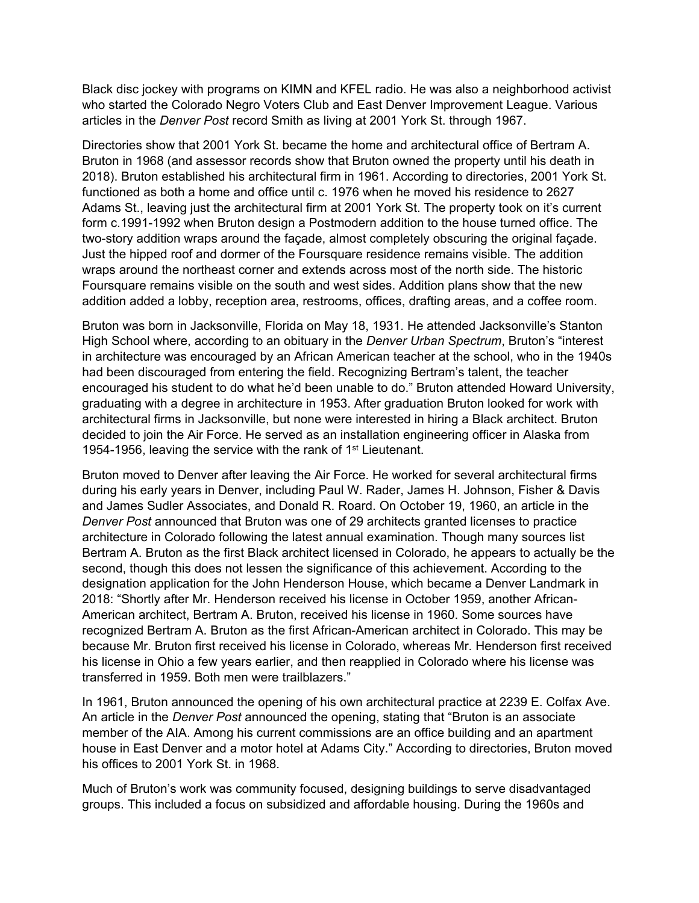Black disc jockey with programs on KIMN and KFEL radio. He was also a neighborhood activist who started the Colorado Negro Voters Club and East Denver Improvement League. Various articles in the *Denver Post* record Smith as living at 2001 York St. through 1967.

Directories show that 2001 York St. became the home and architectural office of Bertram A. Bruton in 1968 (and assessor records show that Bruton owned the property until his death in 2018). Bruton established his architectural firm in 1961. According to directories, 2001 York St. functioned as both a home and office until c. 1976 when he moved his residence to 2627 Adams St., leaving just the architectural firm at 2001 York St. The property took on it's current form c.1991-1992 when Bruton design a Postmodern addition to the house turned office. The two-story addition wraps around the façade, almost completely obscuring the original façade. Just the hipped roof and dormer of the Foursquare residence remains visible. The addition wraps around the northeast corner and extends across most of the north side. The historic Foursquare remains visible on the south and west sides. Addition plans show that the new addition added a lobby, reception area, restrooms, offices, drafting areas, and a coffee room.

Bruton was born in Jacksonville, Florida on May 18, 1931. He attended Jacksonville's Stanton High School where, according to an obituary in the *Denver Urban Spectrum*, Bruton's "interest in architecture was encouraged by an African American teacher at the school, who in the 1940s had been discouraged from entering the field. Recognizing Bertram's talent, the teacher encouraged his student to do what he'd been unable to do." Bruton attended Howard University, graduating with a degree in architecture in 1953. After graduation Bruton looked for work with architectural firms in Jacksonville, but none were interested in hiring a Black architect. Bruton decided to join the Air Force. He served as an installation engineering officer in Alaska from 1954-1956, leaving the service with the rank of 1st Lieutenant.

Bruton moved to Denver after leaving the Air Force. He worked for several architectural firms during his early years in Denver, including Paul W. Rader, James H. Johnson, Fisher & Davis and James Sudler Associates, and Donald R. Roard. On October 19, 1960, an article in the *Denver Post* announced that Bruton was one of 29 architects granted licenses to practice architecture in Colorado following the latest annual examination. Though many sources list Bertram A. Bruton as the first Black architect licensed in Colorado, he appears to actually be the second, though this does not lessen the significance of this achievement. According to the designation application for the John Henderson House, which became a Denver Landmark in 2018: "Shortly after Mr. Henderson received his license in October 1959, another African-American architect, Bertram A. Bruton, received his license in 1960. Some sources have recognized Bertram A. Bruton as the first African-American architect in Colorado. This may be because Mr. Bruton first received his license in Colorado, whereas Mr. Henderson first received his license in Ohio a few years earlier, and then reapplied in Colorado where his license was transferred in 1959. Both men were trailblazers."

In 1961, Bruton announced the opening of his own architectural practice at 2239 E. Colfax Ave. An article in the *Denver Post* announced the opening, stating that "Bruton is an associate member of the AIA. Among his current commissions are an office building and an apartment house in East Denver and a motor hotel at Adams City." According to directories, Bruton moved his offices to 2001 York St. in 1968.

Much of Bruton's work was community focused, designing buildings to serve disadvantaged groups. This included a focus on subsidized and affordable housing. During the 1960s and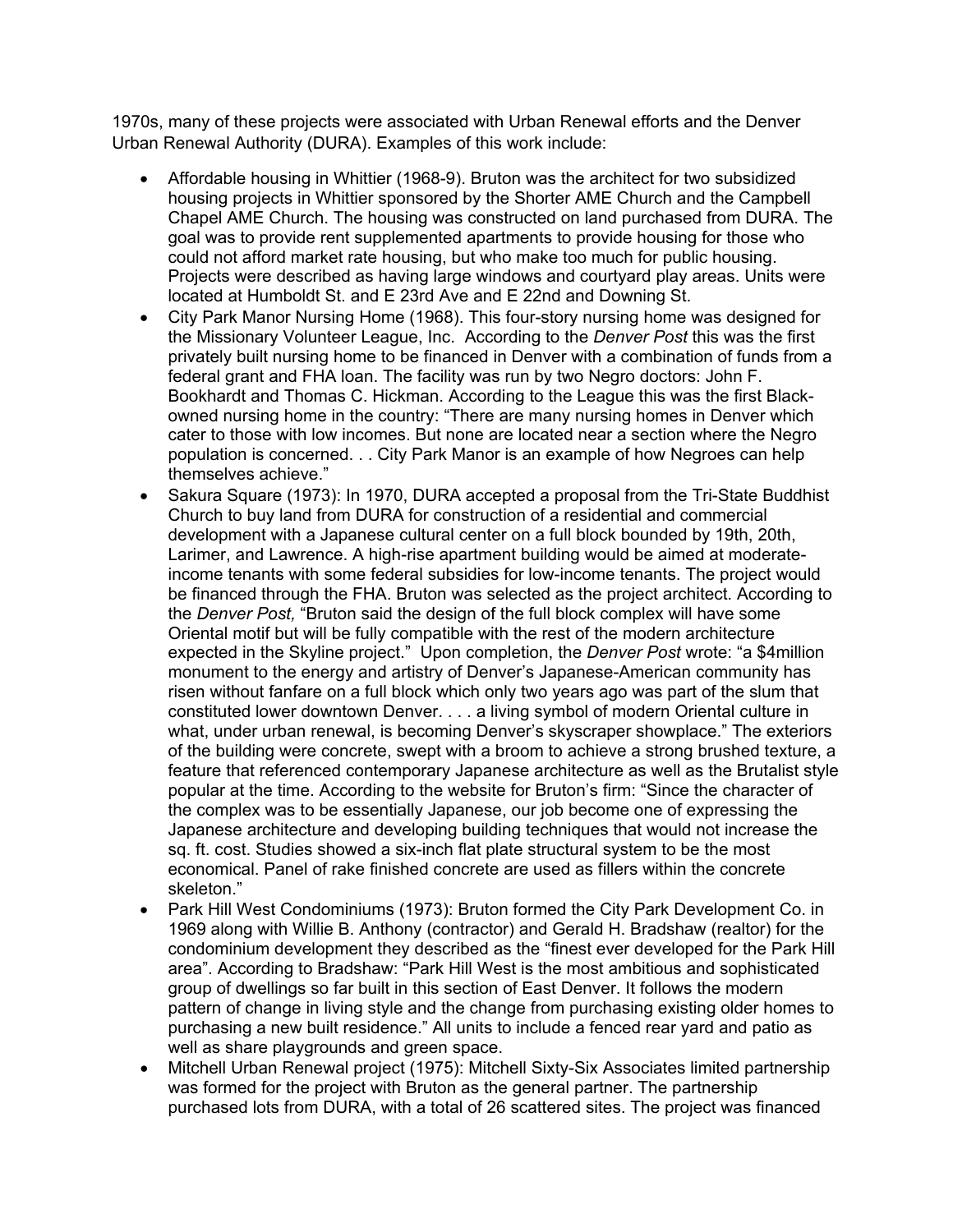1970s, many of these projects were associated with Urban Renewal efforts and the Denver Urban Renewal Authority (DURA). Examples of this work include:

- Affordable housing in Whittier (1968-9). Bruton was the architect for two subsidized housing projects in Whittier sponsored by the Shorter AME Church and the Campbell Chapel AME Church. The housing was constructed on land purchased from DURA. The goal was to provide rent supplemented apartments to provide housing for those who could not afford market rate housing, but who make too much for public housing. Projects were described as having large windows and courtyard play areas. Units were located at Humboldt St. and E 23rd Ave and E 22nd and Downing St.
- City Park Manor Nursing Home (1968). This four-story nursing home was designed for the Missionary Volunteer League, Inc. According to the *Denver Post* this was the first privately built nursing home to be financed in Denver with a combination of funds from a federal grant and FHA loan. The facility was run by two Negro doctors: John F. Bookhardt and Thomas C. Hickman. According to the League this was the first Black-owned nursing home in the country: "There are many nursing homes in Denver which cater to those with low incomes. But none are located near a section where the Negro population is concerned. . . City Park Manor is an example of how Negroes can help themselves achieve."
- Sakura Square (1973): In 1970, DURA accepted a proposal from the Tri-State Buddhist Church to buy land from DURA for construction of a residential and commercial development with a Japanese cultural center on a full block bounded by 19th, 20th, Larimer, and Lawrence. A high-rise apartment building would be aimed at moderate-income tenants with some federal subsidies for low-income tenants. The project would be financed through the FHA. Bruton was selected as the project architect. According to the *Denver Post,* "Bruton said the design of the full block complex will have some Oriental motif but will be fully compatible with the rest of the modern architecture expected in the Skyline project." Upon completion, the *Denver Post* wrote: "a $4million monument to the energy and artistry of Denver's Japanese-American community has risen without fanfare on a full block which only two years ago was part of the slum that constituted lower downtown Denver. . . . a living symbol of modern Oriental culture in what, under urban renewal, is becoming Denver's skyscraper showplace." The exteriors of the building were concrete, swept with a broom to achieve a strong brushed texture, a feature that referenced contemporary Japanese architecture as well as the Brutalist style popular at the time. According to the website for Bruton's firm: "Since the character of the complex was to be essentially Japanese, our job become one of expressing the Japanese architecture and developing building techniques that would not increase the sq. ft. cost. Studies showed a six-inch flat plate structural system to be the most economical. Panel of rake finished concrete are used as fillers within the concrete skeleton."
- Park Hill West Condominiums (1973): Bruton formed the City Park Development Co. in 1969 along with Willie B. Anthony (contractor) and Gerald H. Bradshaw (realtor) for the condominium development they described as the "finest ever developed for the Park Hill area". According to Bradshaw: "Park Hill West is the most ambitious and sophisticated group of dwellings so far built in this section of East Denver. It follows the modern pattern of change in living style and the change from purchasing existing older homes to purchasing a new built residence." All units to include a fenced rear yard and patio as well as share playgrounds and green space.
- Mitchell Urban Renewal project (1975): Mitchell Sixty-Six Associates limited partnership was formed for the project with Bruton as the general partner. The partnership purchased lots from DURA, with a total of 26 scattered sites. The project was financed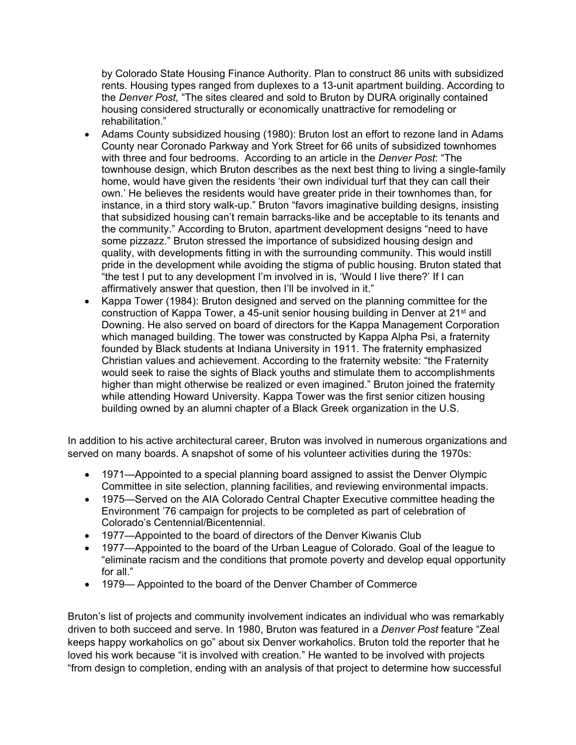by Colorado State Housing Finance Authority. Plan to construct 86 units with subsidized rents. Housing types ranged from duplexes to a 13-unit apartment building. According to the *Denver Post,* "The sites cleared and sold to Bruton by DURA originally contained housing considered structurally or economically unattractive for remodeling or rehabilitation."

- Adams County subsidized housing (1980): Bruton lost an effort to rezone land in Adams County near Coronado Parkway and York Street for 66 units of subsidized townhomes with three and four bedrooms. According to an article in the *Denver Post*: "The townhouse design, which Bruton describes as the next best thing to living a single-family home, would have given the residents 'their own individual turf that they can call their own.' He believes the residents would have greater pride in their townhomes than, for instance, in a third story walk-up." Bruton "favors imaginative building designs, insisting that subsidized housing can't remain barracks-like and be acceptable to its tenants and the community." According to Bruton, apartment development designs "need to have some pizzazz." Bruton stressed the importance of subsidized housing design and quality, with developments fitting in with the surrounding community. This would instill pride in the development while avoiding the stigma of public housing. Bruton stated that "the test I put to any development I'm involved in is, 'Would I live there?' If I can affirmatively answer that question, then I'll be involved in it."
- Kappa Tower (1984): Bruton designed and served on the planning committee for the construction of Kappa Tower, a 45-unit senior housing building in Denver at 21st and Downing. He also served on board of directors for the Kappa Management Corporation which managed building. The tower was constructed by Kappa Alpha Psi, a fraternity founded by Black students at Indiana University in 1911. The fraternity emphasized Christian values and achievement. According to the fraternity website: "the Fraternity would seek to raise the sights of Black youths and stimulate them to accomplishments higher than might otherwise be realized or even imagined." Bruton joined the fraternity while attending Howard University. Kappa Tower was the first senior citizen housing building owned by an alumni chapter of a Black Greek organization in the U.S.

In addition to his active architectural career, Bruton was involved in numerous organizations and served on many boards. A snapshot of some of his volunteer activities during the 1970s:

- 1971—Appointed to a special planning board assigned to assist the Denver Olympic Committee in site selection, planning facilities, and reviewing environmental impacts.
- 1975—Served on the AIA Colorado Central Chapter Executive committee heading the Environment '76 campaign for projects to be completed as part of celebration of Colorado's Centennial/Bicentennial.
- 1977—Appointed to the board of directors of the Denver Kiwanis Club
- 1977—Appointed to the board of the Urban League of Colorado. Goal of the league to "eliminate racism and the conditions that promote poverty and develop equal opportunity for all."
- 1979— Appointed to the board of the Denver Chamber of Commerce

Bruton's list of projects and community involvement indicates an individual who was remarkably driven to both succeed and serve. In 1980, Bruton was featured in a *Denver Post* feature "Zeal keeps happy workaholics on go" about six Denver workaholics. Bruton told the reporter that he loved his work because "it is involved with creation." He wanted to be involved with projects "from design to completion, ending with an analysis of that project to determine how successful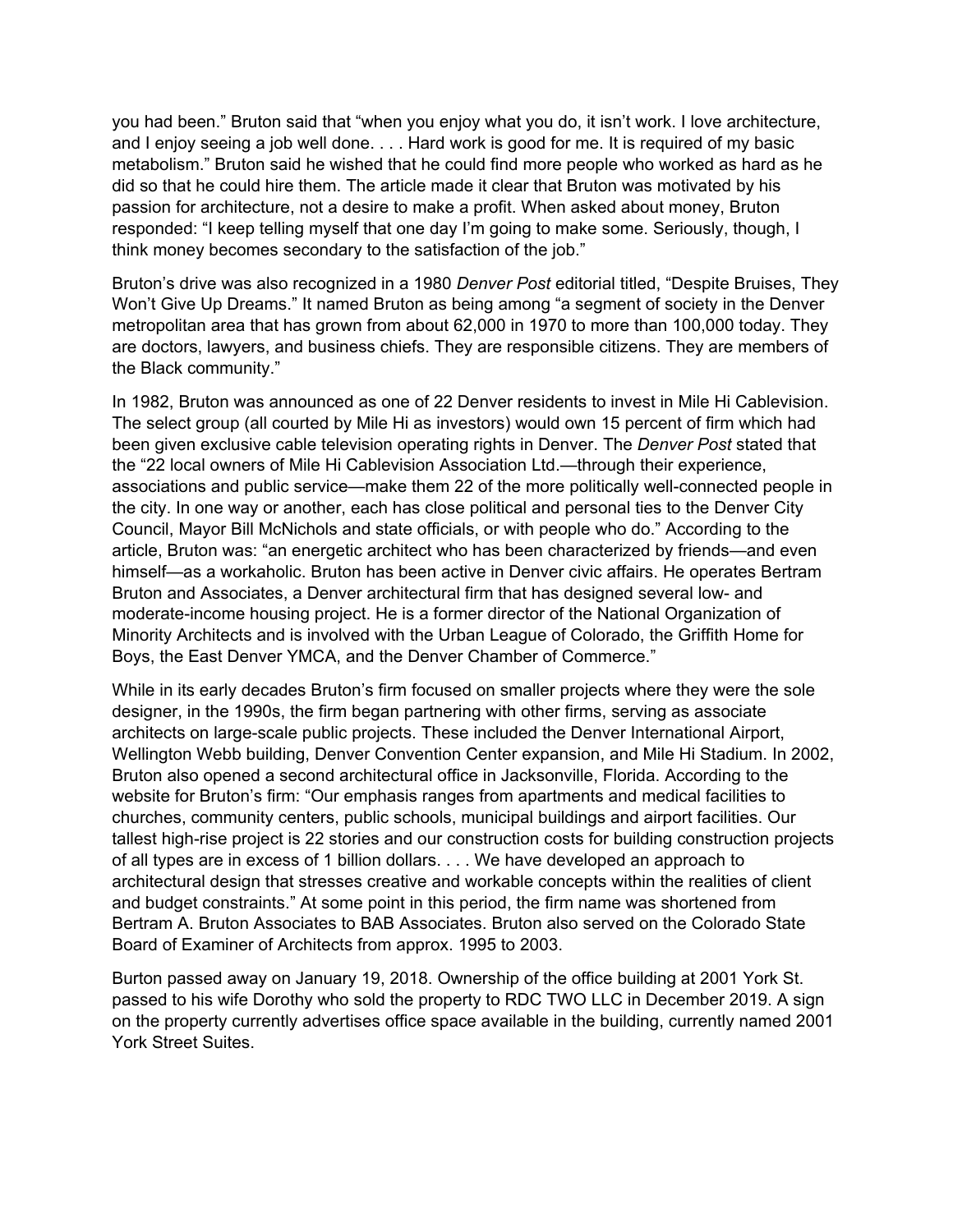you had been." Bruton said that "when you enjoy what you do, it isn't work. I love architecture, and I enjoy seeing a job well done. . . . Hard work is good for me. It is required of my basic metabolism." Bruton said he wished that he could find more people who worked as hard as he did so that he could hire them. The article made it clear that Bruton was motivated by his passion for architecture, not a desire to make a profit. When asked about money, Bruton responded: "I keep telling myself that one day I'm going to make some. Seriously, though, I think money becomes secondary to the satisfaction of the job."

Bruton's drive was also recognized in a 1980 *Denver Post* editorial titled, "Despite Bruises, They Won't Give Up Dreams." It named Bruton as being among "a segment of society in the Denver metropolitan area that has grown from about 62,000 in 1970 to more than 100,000 today. They are doctors, lawyers, and business chiefs. They are responsible citizens. They are members of the Black community."

In 1982, Bruton was announced as one of 22 Denver residents to invest in Mile Hi Cablevision. The select group (all courted by Mile Hi as investors) would own 15 percent of firm which had been given exclusive cable television operating rights in Denver. The *Denver Post* stated that the "22 local owners of Mile Hi Cablevision Association Ltd.—through their experience, associations and public service—make them 22 of the more politically well-connected people in the city. In one way or another, each has close political and personal ties to the Denver City Council, Mayor Bill McNichols and state officials, or with people who do." According to the article, Bruton was: "an energetic architect who has been characterized by friends—and even himself—as a workaholic. Bruton has been active in Denver civic affairs. He operates Bertram Bruton and Associates, a Denver architectural firm that has designed several low- and moderate-income housing project. He is a former director of the National Organization of Minority Architects and is involved with the Urban League of Colorado, the Griffith Home for Boys, the East Denver YMCA, and the Denver Chamber of Commerce."

While in its early decades Bruton's firm focused on smaller projects where they were the sole designer, in the 1990s, the firm began partnering with other firms, serving as associate architects on large-scale public projects. These included the Denver International Airport, Wellington Webb building, Denver Convention Center expansion, and Mile Hi Stadium. In 2002, Bruton also opened a second architectural office in Jacksonville, Florida. According to the website for Bruton's firm: "Our emphasis ranges from apartments and medical facilities to churches, community centers, public schools, municipal buildings and airport facilities. Our tallest high-rise project is 22 stories and our construction costs for building construction projects of all types are in excess of 1 billion dollars. . . . We have developed an approach to architectural design that stresses creative and workable concepts within the realities of client and budget constraints." At some point in this period, the firm name was shortened from Bertram A. Bruton Associates to BAB Associates. Bruton also served on the Colorado State Board of Examiner of Architects from approx. 1995 to 2003.

Burton passed away on January 19, 2018. Ownership of the office building at 2001 York St. passed to his wife Dorothy who sold the property to RDC TWO LLC in December 2019. A sign on the property currently advertises office space available in the building, currently named 2001 York Street Suites.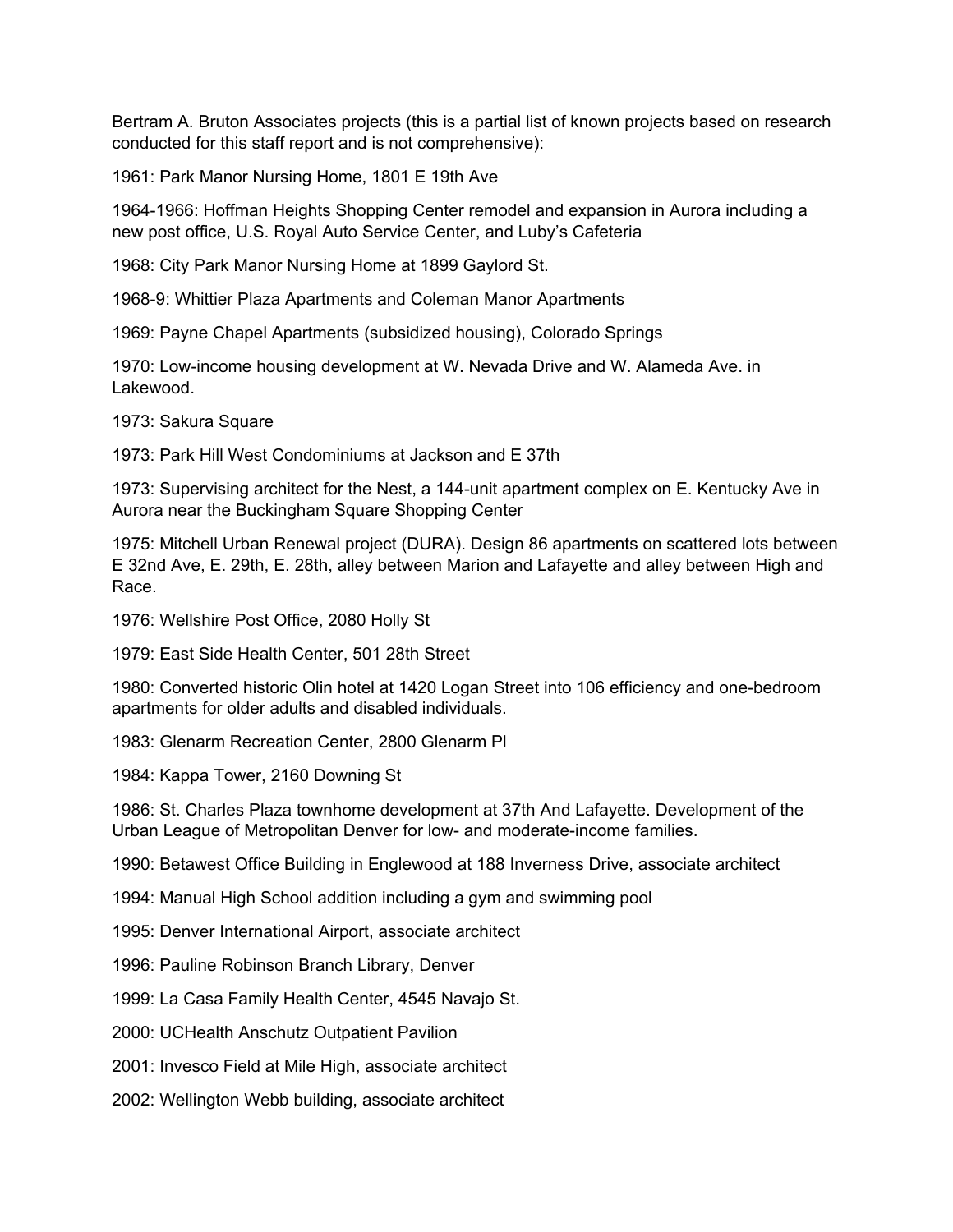Bertram A. Bruton Associates projects (this is a partial list of known projects based on research conducted for this staff report and is not comprehensive):

1961: Park Manor Nursing Home, 1801 E 19th Ave

1964-1966: Hoffman Heights Shopping Center remodel and expansion in Aurora including a new post office, U.S. Royal Auto Service Center, and Luby's Cafeteria

1968: City Park Manor Nursing Home at 1899 Gaylord St.

1968-9: Whittier Plaza Apartments and Coleman Manor Apartments

1969: Payne Chapel Apartments (subsidized housing), Colorado Springs

1970: Low-income housing development at W. Nevada Drive and W. Alameda Ave. in Lakewood.

1973: Sakura Square

1973: Park Hill West Condominiums at Jackson and E 37th

1973: Supervising architect for the Nest, a 144-unit apartment complex on E. Kentucky Ave in Aurora near the Buckingham Square Shopping Center

1975: Mitchell Urban Renewal project (DURA). Design 86 apartments on scattered lots between E 32nd Ave, E. 29th, E. 28th, alley between Marion and Lafayette and alley between High and Race.

1976: Wellshire Post Office, 2080 Holly St

1979: East Side Health Center, 501 28th Street

1980: Converted historic Olin hotel at 1420 Logan Street into 106 efficiency and one-bedroom apartments for older adults and disabled individuals.

1983: Glenarm Recreation Center, 2800 Glenarm Pl

1984: Kappa Tower, 2160 Downing St

1986: St. Charles Plaza townhome development at 37th And Lafayette. Development of the Urban League of Metropolitan Denver for low- and moderate-income families.

1990: Betawest Office Building in Englewood at 188 Inverness Drive, associate architect

1994: Manual High School addition including a gym and swimming pool

1995: Denver International Airport, associate architect

1996: Pauline Robinson Branch Library, Denver

1999: La Casa Family Health Center, 4545 Navajo St.

2000: UCHealth Anschutz Outpatient Pavilion

2001: Invesco Field at Mile High, associate architect

2002: Wellington Webb building, associate architect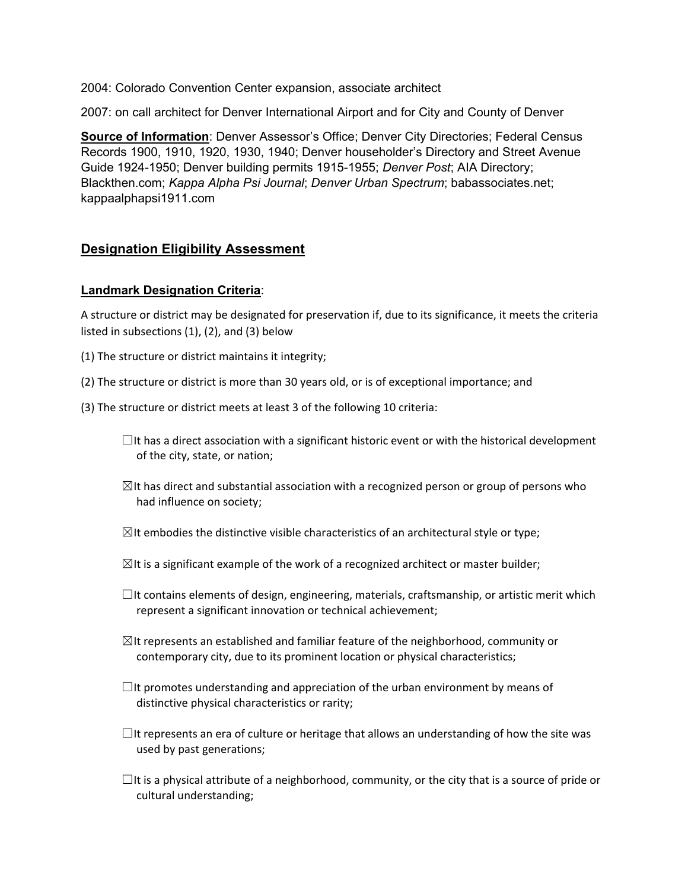2004: Colorado Convention Center expansion, associate architect

2007: on call architect for Denver International Airport and for City and County of Denver

**Source of Information**: Denver Assessor's Office; Denver City Directories; Federal Census Records 1900, 1910, 1920, 1930, 1940; Denver householder's Directory and Street Avenue Guide 1924-1950; Denver building permits 1915-1955; *Denver Post*; AIA Directory; Blackthen.com; *Kappa Alpha Psi Journal*; *Denver Urban Spectrum*; babassociates.net; kappaalphapsi1911.com

## Designation Eligibility Assessment

**Landmark Designation Criteria**:

A structure or district may be designated for preservation if, due to its significance, it meets the criteria listed in subsections (1), (2), and (3) below

(1) The structure or district maintains it integrity;

(2) The structure or district is more than 30 years old, or is of exceptional importance; and

(3) The structure or district meets at least 3 of the following 10 criteria:

- ☐ It has a direct association with a significant historic event or with the historical development of the city, state, or nation;
- ☒ It has direct and substantial association with a recognized person or group of persons who had influence on society;
- ☒ It embodies the distinctive visible characteristics of an architectural style or type;
- ☒ It is a significant example of the work of a recognized architect or master builder;
- ☐ It contains elements of design, engineering, materials, craftsmanship, or artistic merit which represent a significant innovation or technical achievement;
- ☒ It represents an established and familiar feature of the neighborhood, community or contemporary city, due to its prominent location or physical characteristics;
- ☐ It promotes understanding and appreciation of the urban environment by means of distinctive physical characteristics or rarity;
- ☐ It represents an era of culture or heritage that allows an understanding of how the site was used by past generations;
- ☐ It is a physical attribute of a neighborhood, community, or the city that is a source of pride or cultural understanding;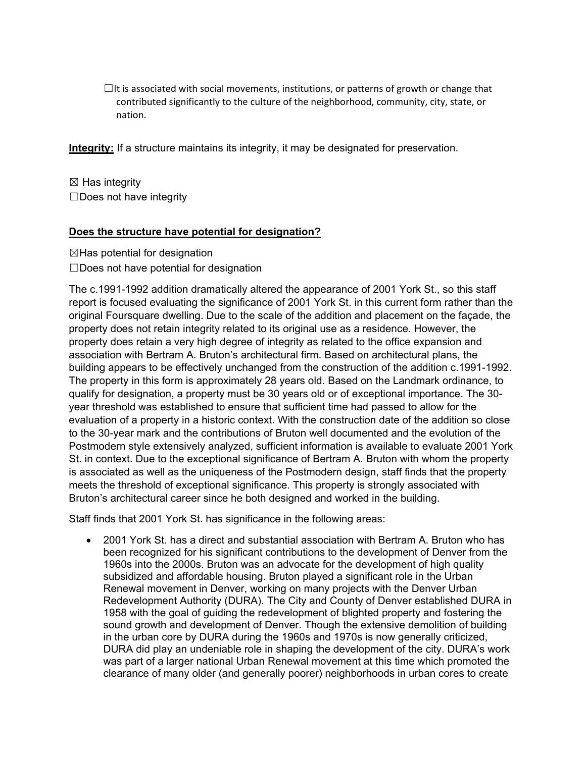☐It is associated with social movements, institutions, or patterns of growth or change that contributed significantly to the culture of the neighborhood, community, city, state, or nation.

**Integrity:** If a structure maintains its integrity, it may be designated for preservation.

☒ Has integrity
☐Does not have integrity

**Does the structure have potential for designation?**

☒Has potential for designation
☐Does not have potential for designation

The c.1991-1992 addition dramatically altered the appearance of 2001 York St., so this staff report is focused evaluating the significance of 2001 York St. in this current form rather than the original Foursquare dwelling. Due to the scale of the addition and placement on the façade, the property does not retain integrity related to its original use as a residence. However, the property does retain a very high degree of integrity as related to the office expansion and association with Bertram A. Bruton's architectural firm. Based on architectural plans, the building appears to be effectively unchanged from the construction of the addition c.1991-1992. The property in this form is approximately 28 years old. Based on the Landmark ordinance, to qualify for designation, a property must be 30 years old or of exceptional importance. The 30-year threshold was established to ensure that sufficient time had passed to allow for the evaluation of a property in a historic context. With the construction date of the addition so close to the 30-year mark and the contributions of Bruton well documented and the evolution of the Postmodern style extensively analyzed, sufficient information is available to evaluate 2001 York St. in context. Due to the exceptional significance of Bertram A. Bruton with whom the property is associated as well as the uniqueness of the Postmodern design, staff finds that the property meets the threshold of exceptional significance. This property is strongly associated with Bruton's architectural career since he both designed and worked in the building.

Staff finds that 2001 York St. has significance in the following areas:

- 2001 York St. has a direct and substantial association with Bertram A. Bruton who has been recognized for his significant contributions to the development of Denver from the 1960s into the 2000s. Bruton was an advocate for the development of high quality subsidized and affordable housing. Bruton played a significant role in the Urban Renewal movement in Denver, working on many projects with the Denver Urban Redevelopment Authority (DURA). The City and County of Denver established DURA in 1958 with the goal of guiding the redevelopment of blighted property and fostering the sound growth and development of Denver. Though the extensive demolition of building in the urban core by DURA during the 1960s and 1970s is now generally criticized, DURA did play an undeniable role in shaping the development of the city. DURA's work was part of a larger national Urban Renewal movement at this time which promoted the clearance of many older (and generally poorer) neighborhoods in urban cores to create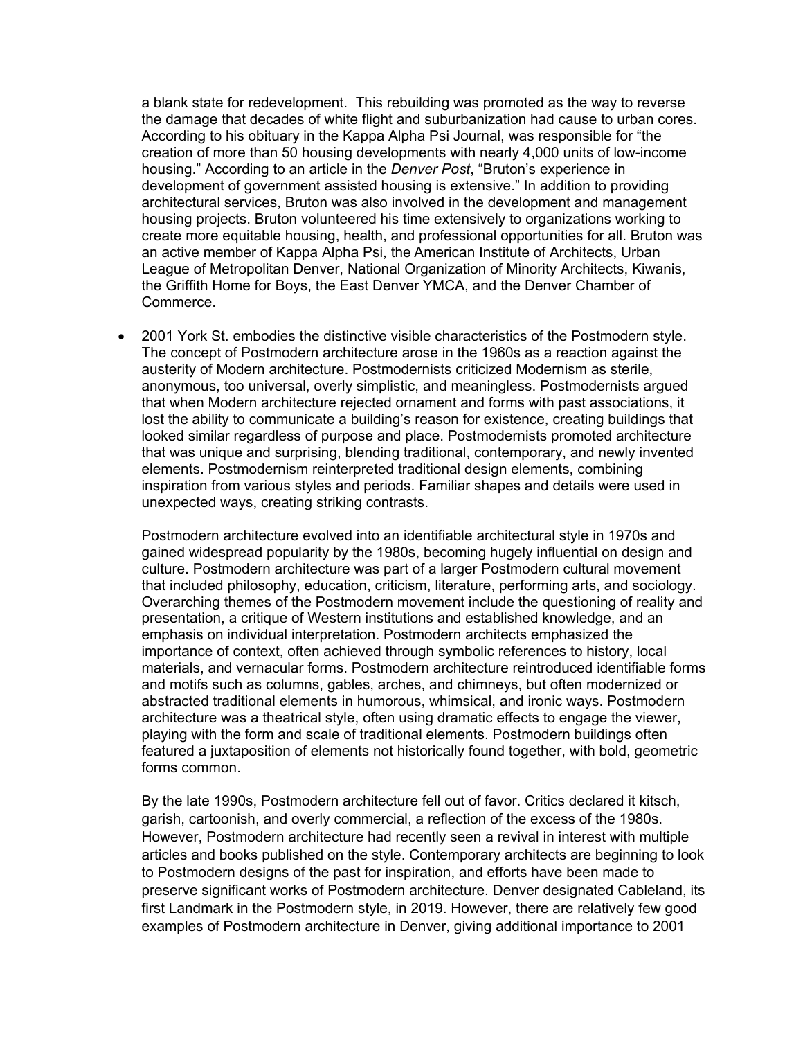a blank state for redevelopment. This rebuilding was promoted as the way to reverse the damage that decades of white flight and suburbanization had cause to urban cores. According to his obituary in the Kappa Alpha Psi Journal, was responsible for "the creation of more than 50 housing developments with nearly 4,000 units of low-income housing." According to an article in the *Denver Post*, "Bruton's experience in development of government assisted housing is extensive." In addition to providing architectural services, Bruton was also involved in the development and management housing projects. Bruton volunteered his time extensively to organizations working to create more equitable housing, health, and professional opportunities for all. Bruton was an active member of Kappa Alpha Psi, the American Institute of Architects, Urban League of Metropolitan Denver, National Organization of Minority Architects, Kiwanis, the Griffith Home for Boys, the East Denver YMCA, and the Denver Chamber of Commerce.

- 2001 York St. embodies the distinctive visible characteristics of the Postmodern style. The concept of Postmodern architecture arose in the 1960s as a reaction against the austerity of Modern architecture. Postmodernists criticized Modernism as sterile, anonymous, too universal, overly simplistic, and meaningless. Postmodernists argued that when Modern architecture rejected ornament and forms with past associations, it lost the ability to communicate a building's reason for existence, creating buildings that looked similar regardless of purpose and place. Postmodernists promoted architecture that was unique and surprising, blending traditional, contemporary, and newly invented elements. Postmodernism reinterpreted traditional design elements, combining inspiration from various styles and periods. Familiar shapes and details were used in unexpected ways, creating striking contrasts.

  Postmodern architecture evolved into an identifiable architectural style in 1970s and gained widespread popularity by the 1980s, becoming hugely influential on design and culture. Postmodern architecture was part of a larger Postmodern cultural movement that included philosophy, education, criticism, literature, performing arts, and sociology. Overarching themes of the Postmodern movement include the questioning of reality and presentation, a critique of Western institutions and established knowledge, and an emphasis on individual interpretation. Postmodern architects emphasized the importance of context, often achieved through symbolic references to history, local materials, and vernacular forms. Postmodern architecture reintroduced identifiable forms and motifs such as columns, gables, arches, and chimneys, but often modernized or abstracted traditional elements in humorous, whimsical, and ironic ways. Postmodern architecture was a theatrical style, often using dramatic effects to engage the viewer, playing with the form and scale of traditional elements. Postmodern buildings often featured a juxtaposition of elements not historically found together, with bold, geometric forms common.

  By the late 1990s, Postmodern architecture fell out of favor. Critics declared it kitsch, garish, cartoonish, and overly commercial, a reflection of the excess of the 1980s. However, Postmodern architecture had recently seen a revival in interest with multiple articles and books published on the style. Contemporary architects are beginning to look to Postmodern designs of the past for inspiration, and efforts have been made to preserve significant works of Postmodern architecture. Denver designated Cableland, its first Landmark in the Postmodern style, in 2019. However, there are relatively few good examples of Postmodern architecture in Denver, giving additional importance to 2001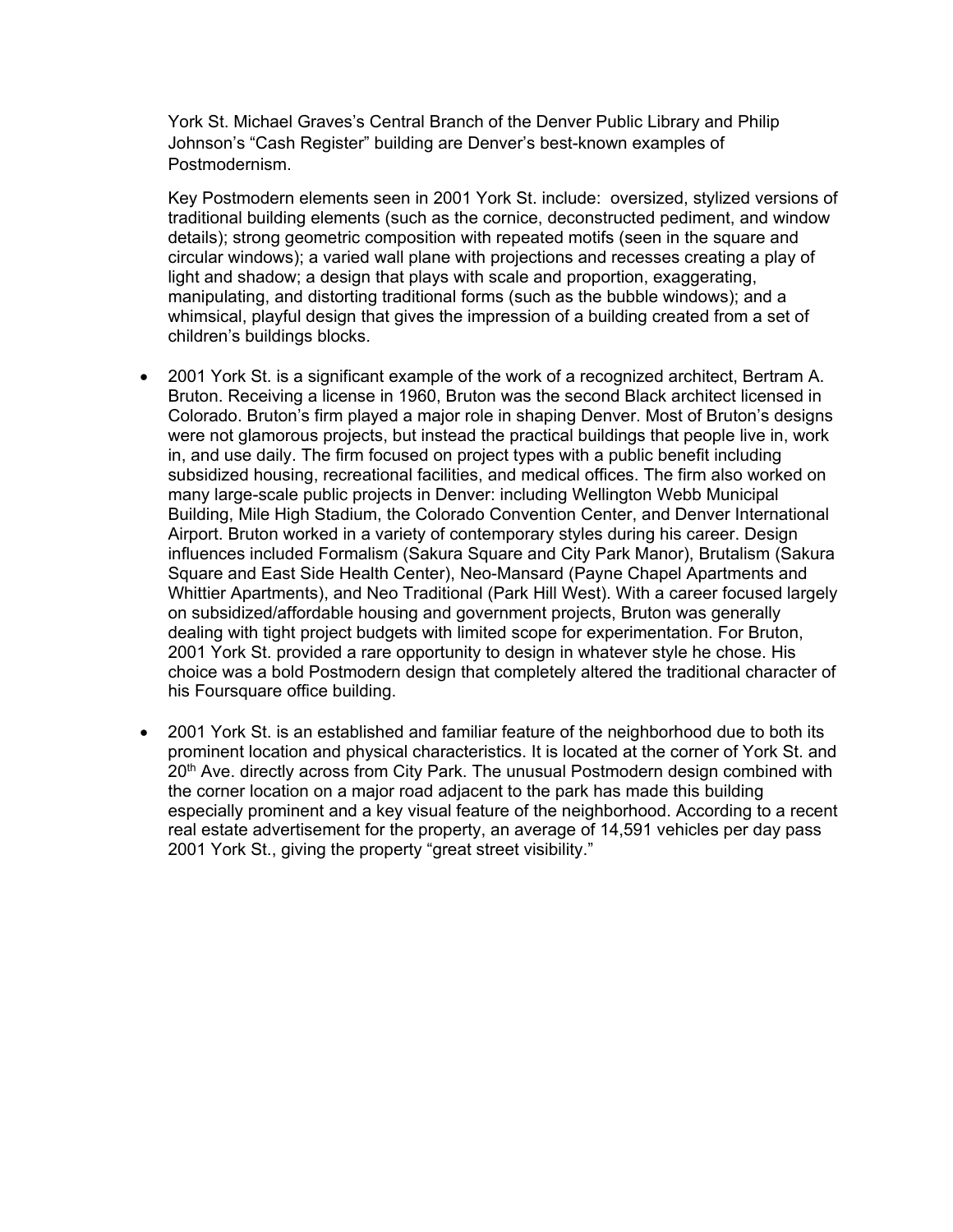York St. Michael Graves's Central Branch of the Denver Public Library and Philip Johnson's "Cash Register" building are Denver's best-known examples of Postmodernism.

Key Postmodern elements seen in 2001 York St. include: oversized, stylized versions of traditional building elements (such as the cornice, deconstructed pediment, and window details); strong geometric composition with repeated motifs (seen in the square and circular windows); a varied wall plane with projections and recesses creating a play of light and shadow; a design that plays with scale and proportion, exaggerating, manipulating, and distorting traditional forms (such as the bubble windows); and a whimsical, playful design that gives the impression of a building created from a set of children's buildings blocks.

- 2001 York St. is a significant example of the work of a recognized architect, Bertram A. Bruton. Receiving a license in 1960, Bruton was the second Black architect licensed in Colorado. Bruton's firm played a major role in shaping Denver. Most of Bruton's designs were not glamorous projects, but instead the practical buildings that people live in, work in, and use daily. The firm focused on project types with a public benefit including subsidized housing, recreational facilities, and medical offices. The firm also worked on many large-scale public projects in Denver: including Wellington Webb Municipal Building, Mile High Stadium, the Colorado Convention Center, and Denver International Airport. Bruton worked in a variety of contemporary styles during his career. Design influences included Formalism (Sakura Square and City Park Manor), Brutalism (Sakura Square and East Side Health Center), Neo-Mansard (Payne Chapel Apartments and Whittier Apartments), and Neo Traditional (Park Hill West). With a career focused largely on subsidized/affordable housing and government projects, Bruton was generally dealing with tight project budgets with limited scope for experimentation. For Bruton, 2001 York St. provided a rare opportunity to design in whatever style he chose. His choice was a bold Postmodern design that completely altered the traditional character of his Foursquare office building.

- 2001 York St. is an established and familiar feature of the neighborhood due to both its prominent location and physical characteristics. It is located at the corner of York St. and 20th Ave. directly across from City Park. The unusual Postmodern design combined with the corner location on a major road adjacent to the park has made this building especially prominent and a key visual feature of the neighborhood. According to a recent real estate advertisement for the property, an average of 14,591 vehicles per day pass 2001 York St., giving the property "great street visibility."